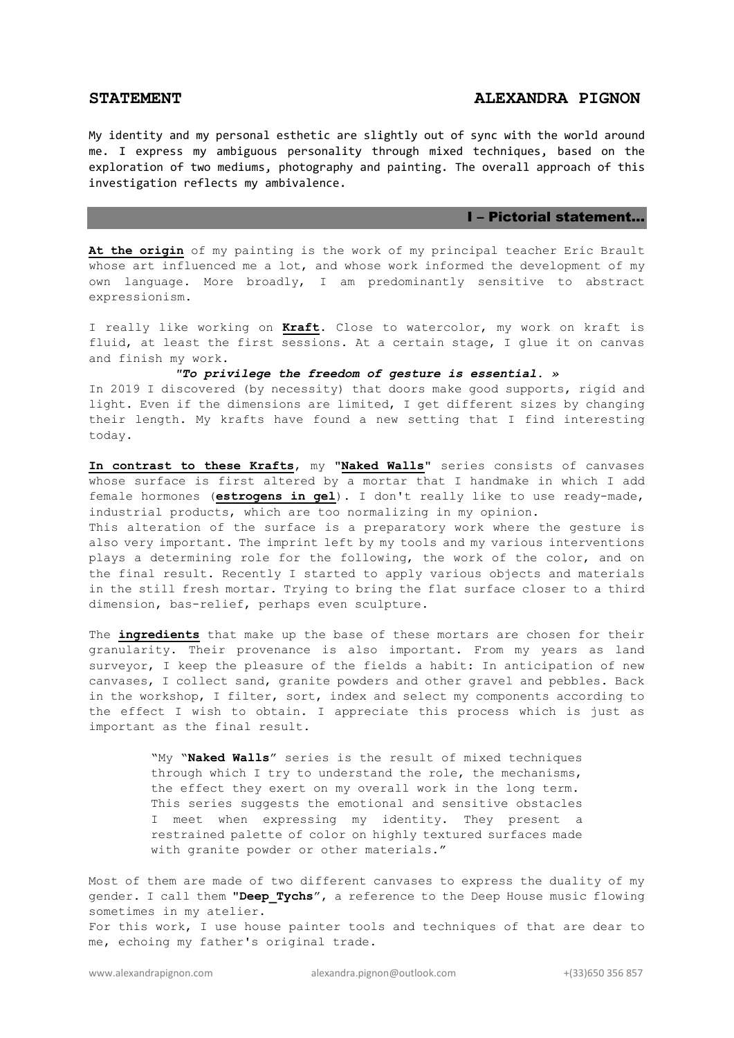**STATEMENT** **ALEXANDRA PIGNON**

My identity and my personal esthetic are slightly out of sync with the world around me. I express my ambiguous personality through mixed techniques, based on the exploration of two mediums, photography and painting. The overall approach of this investigation reflects my ambivalence.

## I – Pictorial statement…

**At the origin** of my painting is the work of my principal teacher Eric Brault whose art influenced me a lot, and whose work informed the development of my own language. More broadly, I am predominantly sensitive to abstract expressionism.

I really like working on **Kraft**. Close to watercolor, my work on kraft is fluid, at least the first sessions. At a certain stage, I glue it on canvas and finish my work.

***"To privilege the freedom of gesture is essential. »***

In 2019 I discovered (by necessity) that doors make good supports, rigid and light. Even if the dimensions are limited, I get different sizes by changing their length. My krafts have found a new setting that I find interesting today.

**In contrast to these Krafts**, my **"Naked Walls"** series consists of canvases whose surface is first altered by a mortar that I handmake in which I add female hormones (**estrogens in gel**). I don't really like to use ready-made, industrial products, which are too normalizing in my opinion.
This alteration of the surface is a preparatory work where the gesture is also very important. The imprint left by my tools and my various interventions plays a determining role for the following, the work of the color, and on the final result. Recently I started to apply various objects and materials in the still fresh mortar. Trying to bring the flat surface closer to a third dimension, bas-relief, perhaps even sculpture.

The **ingredients** that make up the base of these mortars are chosen for their granularity. Their provenance is also important. From my years as land surveyor, I keep the pleasure of the fields a habit: In anticipation of new canvases, I collect sand, granite powders and other gravel and pebbles. Back in the workshop, I filter, sort, index and select my components according to the effect I wish to obtain. I appreciate this process which is just as important as the final result.

> "My "**Naked Walls**" series is the result of mixed techniques through which I try to understand the role, the mechanisms, the effect they exert on my overall work in the long term. This series suggests the emotional and sensitive obstacles I meet when expressing my identity. They present a restrained palette of color on highly textured surfaces made with granite powder or other materials."

Most of them are made of two different canvases to express the duality of my gender. I call them **"Deep_Tychs"**, a reference to the Deep House music flowing sometimes in my atelier.
For this work, I use house painter tools and techniques of that are dear to me, echoing my father's original trade.

www.alexandrapignon.com alexandra.pignon@outlook.com +(33)650 356 857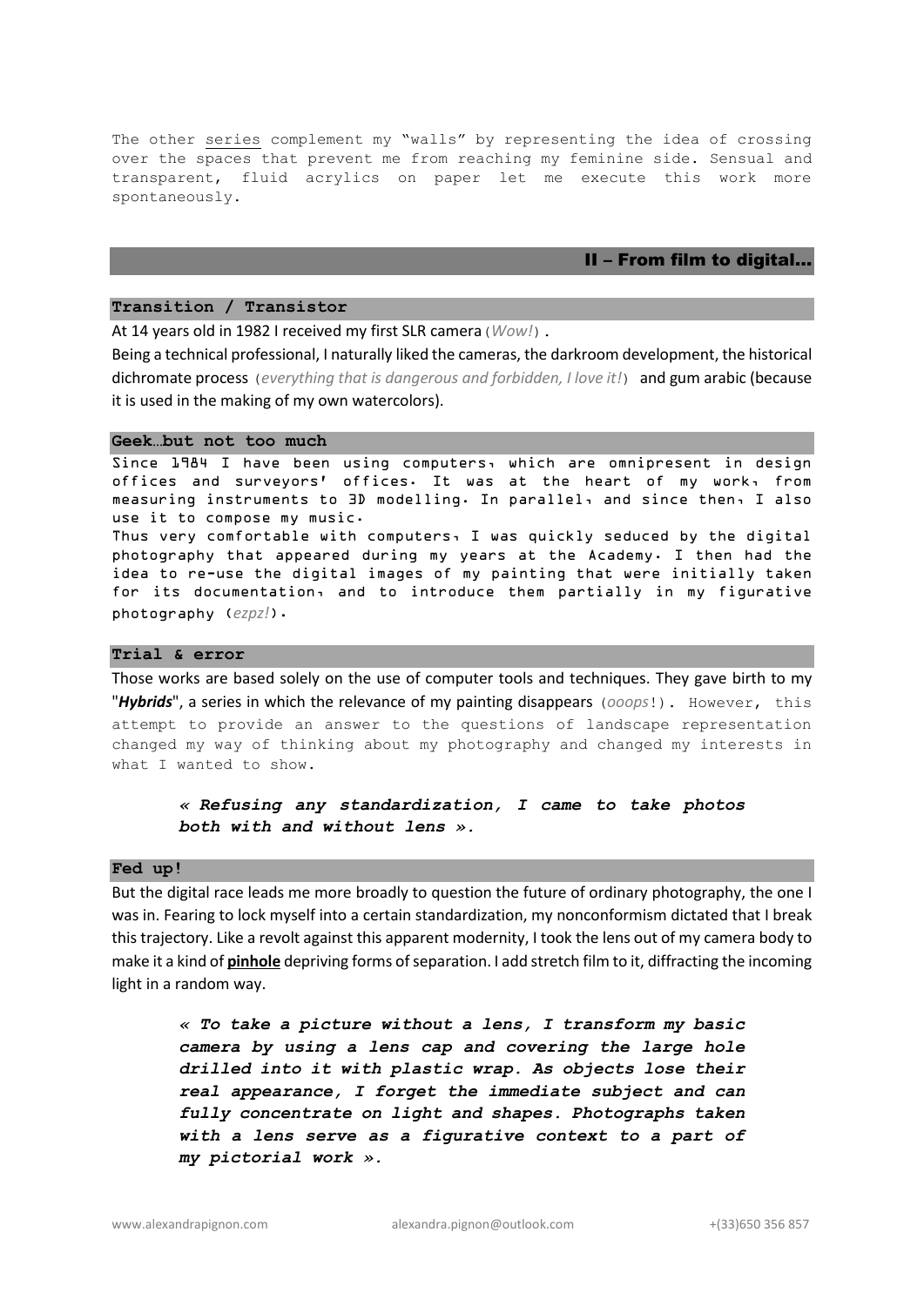The other series complement my "walls" by representing the idea of crossing over the spaces that prevent me from reaching my feminine side. Sensual and transparent, fluid acrylics on paper let me execute this work more spontaneously.

## II – From film to digital...

### Transition / Transistor

At 14 years old in 1982 I received my first SLR camera (*Wow!*).

Being a technical professional, I naturally liked the cameras, the darkroom development, the historical dichromate process (*everything that is dangerous and forbidden, I love it!*) and gum arabic (because it is used in the making of my own watercolors).

### Geek…but not too much

Since 1984 I have been using computers, which are omnipresent in design offices and surveyors' offices. It was at the heart of my work, from measuring instruments to 3D modelling. In parallel, and since then, I also use it to compose my music.

Thus very comfortable with computers, I was quickly seduced by the digital photography that appeared during my years at the Academy. I then had the idea to re-use the digital images of my painting that were initially taken for its documentation, and to introduce them partially in my figurative photography (*ezpz!*).

### Trial & error

Those works are based solely on the use of computer tools and techniques. They gave birth to my "***Hybrids***", a series in which the relevance of my painting disappears (*ooops*!). However, this attempt to provide an answer to the questions of landscape representation changed my way of thinking about my photography and changed my interests in what I wanted to show.

> ***« Refusing any standardization, I came to take photos both with and without lens ».***

### Fed up!

But the digital race leads me more broadly to question the future of ordinary photography, the one I was in. Fearing to lock myself into a certain standardization, my nonconformism dictated that I break this trajectory. Like a revolt against this apparent modernity, I took the lens out of my camera body to make it a kind of **pinhole** depriving forms of separation. I add stretch film to it, diffracting the incoming light in a random way.

> ***« To take a picture without a lens, I transform my basic camera by using a lens cap and covering the large hole drilled into it with plastic wrap. As objects lose their real appearance, I forget the immediate subject and can fully concentrate on light and shapes. Photographs taken with a lens serve as a figurative context to a part of my pictorial work ».***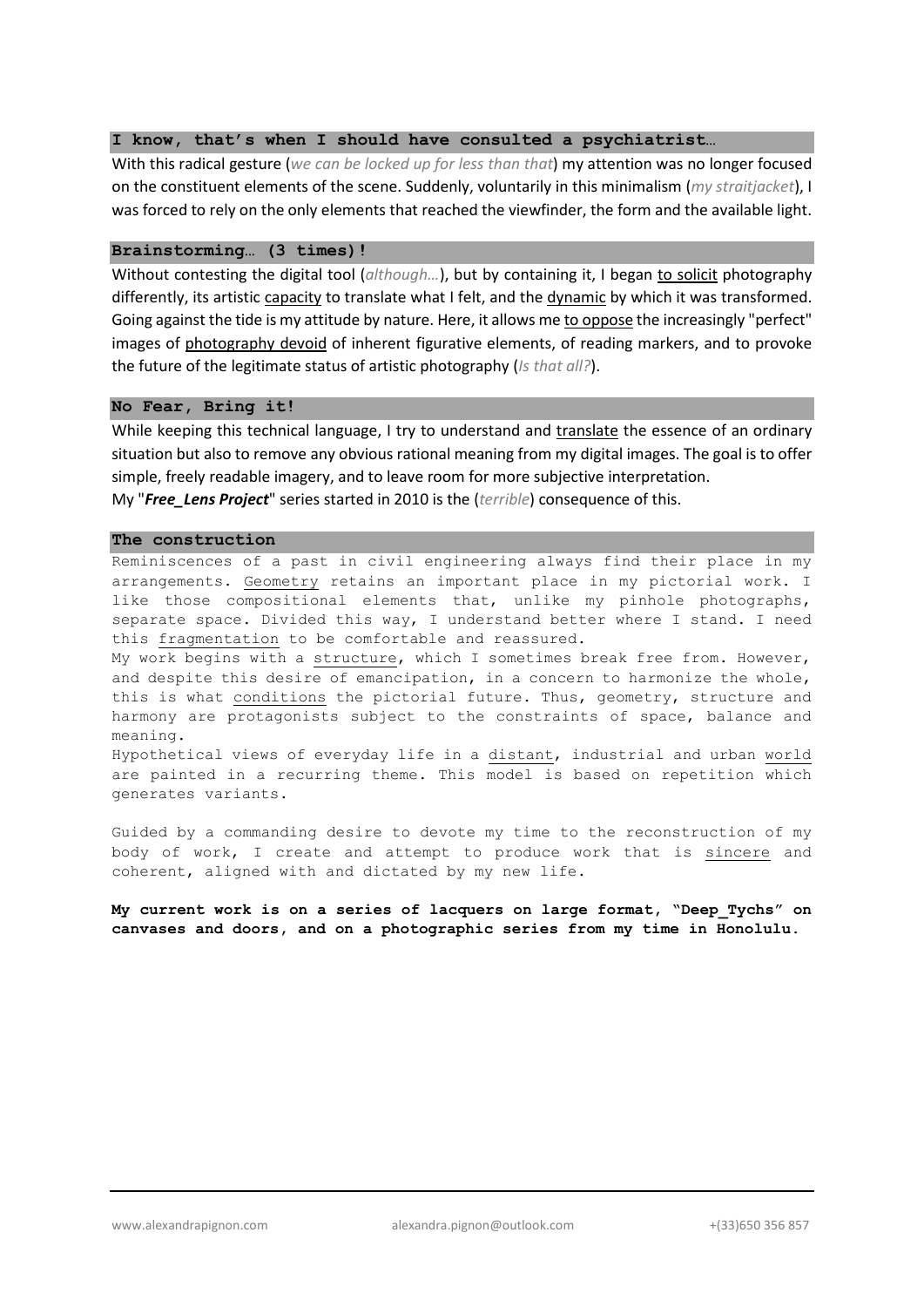### I know, that's when I should have consulted a psychiatrist…

With this radical gesture (*we can be locked up for less than that*) my attention was no longer focused on the constituent elements of the scene. Suddenly, voluntarily in this minimalism (*my straitjacket*), I was forced to rely on the only elements that reached the viewfinder, the form and the available light.

### Brainstorming… (3 times)!

Without contesting the digital tool (*although…*), but by containing it, I began to solicit photography differently, its artistic capacity to translate what I felt, and the dynamic by which it was transformed. Going against the tide is my attitude by nature. Here, it allows me to oppose the increasingly "perfect" images of photography devoid of inherent figurative elements, of reading markers, and to provoke the future of the legitimate status of artistic photography (*Is that all?*).

### No Fear, Bring it!

While keeping this technical language, I try to understand and translate the essence of an ordinary situation but also to remove any obvious rational meaning from my digital images. The goal is to offer simple, freely readable imagery, and to leave room for more subjective interpretation.
My "***Free_Lens Project***" series started in 2010 is the (*terrible*) consequence of this.

### The construction

Reminiscences of a past in civil engineering always find their place in my arrangements. Geometry retains an important place in my pictorial work. I like those compositional elements that, unlike my pinhole photographs, separate space. Divided this way, I understand better where I stand. I need this fragmentation to be comfortable and reassured.
My work begins with a structure, which I sometimes break free from. However, and despite this desire of emancipation, in a concern to harmonize the whole, this is what conditions the pictorial future. Thus, geometry, structure and harmony are protagonists subject to the constraints of space, balance and meaning.
Hypothetical views of everyday life in a distant, industrial and urban world are painted in a recurring theme. This model is based on repetition which generates variants.

Guided by a commanding desire to devote my time to the reconstruction of my body of work, I create and attempt to produce work that is sincere and coherent, aligned with and dictated by my new life.

**My current work is on a series of lacquers on large format, "Deep_Tychs" on canvases and doors, and on a photographic series from my time in Honolulu.**